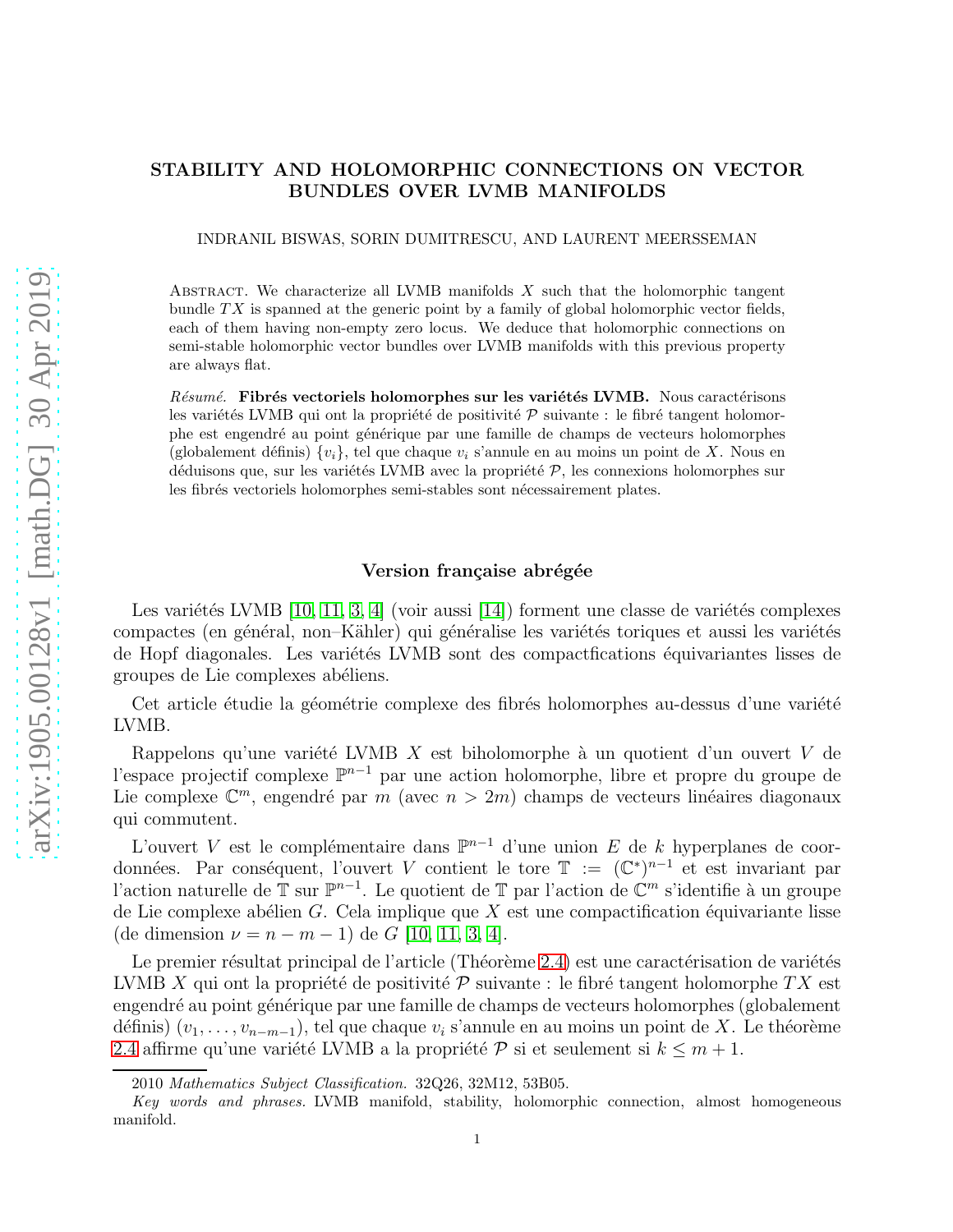# STABILITY AND HOLOMORPHIC CONNECTIONS ON VECTOR BUNDLES OVER LVMB MANIFOLDS

INDRANIL BISWAS, SORIN DUMITRESCU, AND LAURENT MEERSSEMAN

Abstract. We characterize all LVMB manifolds $X$ such that the holomorphic tangent bundle $TX$ is spanned at the generic point by a family of global holomorphic vector fields, each of them having non-empty zero locus. We deduce that holomorphic connections on semi-stable holomorphic vector bundles over LVMB manifolds with this previous property are always flat.

*Résumé.* **Fibrés vectoriels holomorphes sur les variétés LVMB.** Nous caractérisons les variétés LVMB qui ont la propriété de positivité $\mathcal{P}$ suivante : le fibré tangent holomorphe est engendré au point générique par une famille de champs de vecteurs holomorphes (globalement définis) $\{v_i\}$, tel que chaque $v_i$ s'annule en au moins un point de $X$. Nous en déduisons que, sur les variétés LVMB avec la propriété $\mathcal{P}$, les connexions holomorphes sur les fibrés vectoriels holomorphes semi-stables sont nécessairement plates.

## Version française abrégée

Les variétés LVMB [10, 11, 3, 4] (voir aussi [14]) forment une classe de variétés complexes compactes (en général, non–Kähler) qui généralise les variétés toriques et aussi les variétés de Hopf diagonales. Les variétés LVMB sont des compactfications équivariantes lisses de groupes de Lie complexes abéliens.

Cet article étudie la géométrie complexe des fibrés holomorphes au-dessus d'une variété LVMB.

Rappelons qu'une variété LVMB $X$ est biholomorphe à un quotient d'un ouvert $V$ de l'espace projectif complexe $\mathbb{P}^{n-1}$ par une action holomorphe, libre et propre du groupe de Lie complexe $\mathbb{C}^m$, engendré par $m$ (avec $n > 2m$) champs de vecteurs linéaires diagonaux qui commutent.

L'ouvert $V$ est le complémentaire dans $\mathbb{P}^{n-1}$ d'une union $E$ de $k$ hyperplanes de coordonnées. Par conséquent, l'ouvert $V$ contient le tore $\mathbb{T} := (\mathbb{C}^*)^{n-1}$ et est invariant par l'action naturelle de $\mathbb{T}$ sur $\mathbb{P}^{n-1}$. Le quotient de $\mathbb{T}$ par l'action de $\mathbb{C}^m$ s'identifie à un groupe de Lie complexe abélien $G$. Cela implique que $X$ est une compactification équivariante lisse (de dimension $\nu = n - m - 1$) de $G$ [10, 11, 3, 4].

Le premier résultat principal de l'article (Théorème 2.4) est une caractérisation de variétés LVMB $X$ qui ont la propriété de positivité $\mathcal{P}$ suivante : le fibré tangent holomorphe $TX$ est engendré au point générique par une famille de champs de vecteurs holomorphes (globalement définis) $(v_1, \ldots, v_{n-m-1})$, tel que chaque $v_i$ s'annule en au moins un point de $X$. Le théorème 2.4 affirme qu'une variété LVMB a la propriété $\mathcal{P}$ si et seulement si $k \leq m + 1$.

2010 *Mathematics Subject Classification.* 32Q26, 32M12, 53B05.

*Key words and phrases.* LVMB manifold, stability, holomorphic connection, almost homogeneous manifold.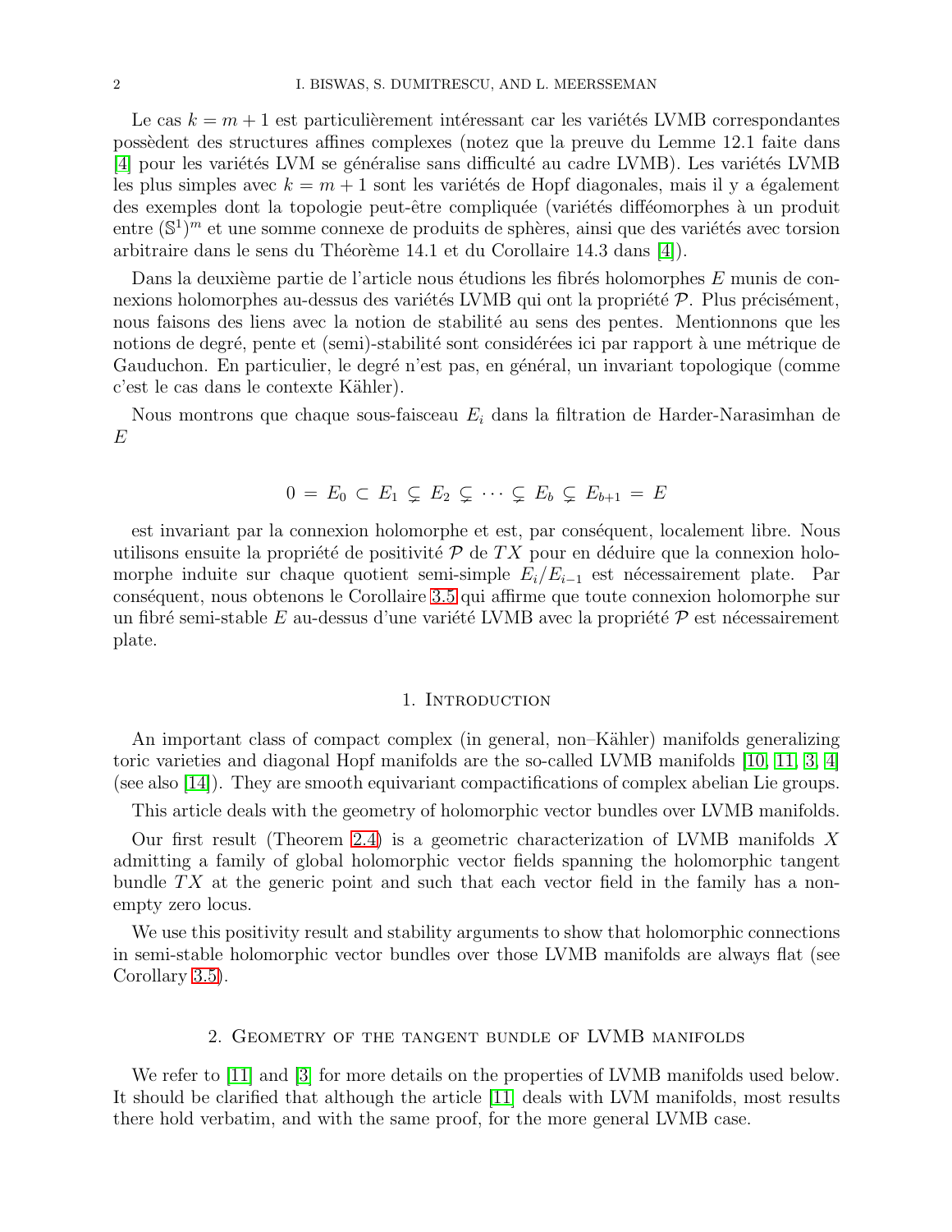Le cas $k = m + 1$ est particulièrement intéressant car les variétés LVMB correspondantes possèdent des structures affines complexes (notez que la preuve du Lemme 12.1 faite dans [4] pour les variétés LVM se généralise sans difficulté au cadre LVMB). Les variétés LVMB les plus simples avec $k = m + 1$ sont les variétés de Hopf diagonales, mais il y a également des exemples dont la topologie peut-être compliquée (variétés difféomorphes à un produit entre $(\mathbb{S}^1)^m$ et une somme connexe de produits de sphères, ainsi que des variétés avec torsion arbitraire dans le sens du Théorème 14.1 et du Corollaire 14.3 dans [4]).

Dans la deuxième partie de l'article nous étudions les fibrés holomorphes $E$ munis de connexions holomorphes au-dessus des variétés LVMB qui ont la propriété $\mathcal{P}$. Plus précisément, nous faisons des liens avec la notion de stabilité au sens des pentes. Mentionnons que les notions de degré, pente et (semi)-stabilité sont considérées ici par rapport à une métrique de Gauduchon. En particulier, le degré n'est pas, en général, un invariant topologique (comme c'est le cas dans le contexte Kähler).

Nous montrons que chaque sous-faisceau $E_i$ dans la filtration de Harder-Narasimhan de $E$

$$0 = E_0 \subset E_1 \subsetneq E_2 \subsetneq \cdots \subsetneq E_b \subsetneq E_{b+1} = E$$

est invariant par la connexion holomorphe et est, par conséquent, localement libre. Nous utilisons ensuite la propriété de positivité $\mathcal{P}$ de $TX$ pour en déduire que la connexion holomorphe induite sur chaque quotient semi-simple $E_i/E_{i-1}$ est nécessairement plate. Par conséquent, nous obtenons le Corollaire 3.5 qui affirme que toute connexion holomorphe sur un fibré semi-stable $E$ au-dessus d'une variété LVMB avec la propriété $\mathcal{P}$ est nécessairement plate.

## 1. Introduction

An important class of compact complex (in general, non–Kähler) manifolds generalizing toric varieties and diagonal Hopf manifolds are the so-called LVMB manifolds [10, 11, 3, 4] (see also [14]). They are smooth equivariant compactifications of complex abelian Lie groups.

This article deals with the geometry of holomorphic vector bundles over LVMB manifolds.

Our first result (Theorem 2.4) is a geometric characterization of LVMB manifolds $X$ admitting a family of global holomorphic vector fields spanning the holomorphic tangent bundle $TX$ at the generic point and such that each vector field in the family has a non-empty zero locus.

We use this positivity result and stability arguments to show that holomorphic connections in semi-stable holomorphic vector bundles over those LVMB manifolds are always flat (see Corollary 3.5).

## 2. Geometry of the tangent bundle of LVMB manifolds

We refer to [11] and [3] for more details on the properties of LVMB manifolds used below. It should be clarified that although the article [11] deals with LVM manifolds, most results there hold verbatim, and with the same proof, for the more general LVMB case.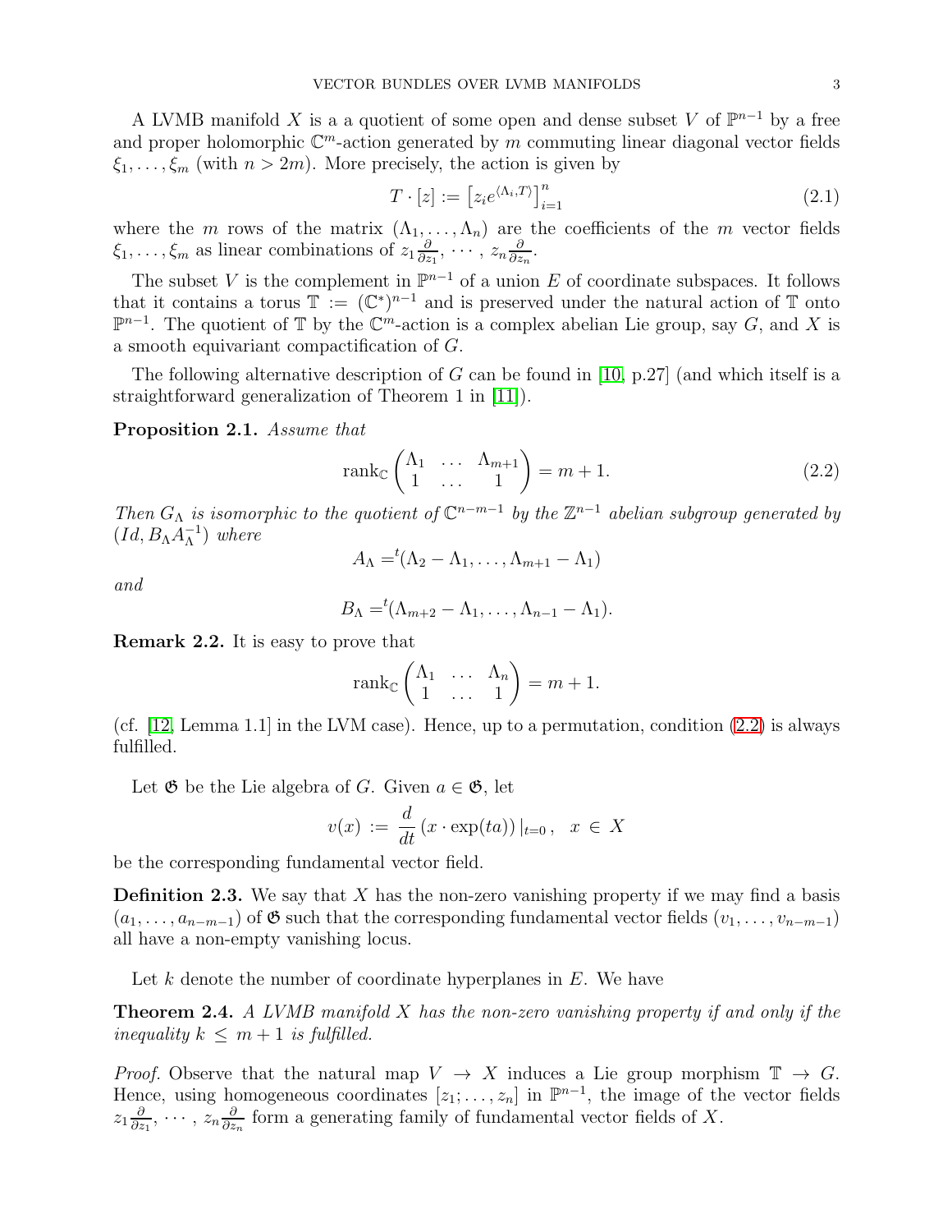A LVMB manifold $X$ is a a quotient of some open and dense subset $V$ of $\mathbb{P}^{n-1}$ by a free and proper holomorphic $\mathbb{C}^m$-action generated by $m$ commuting linear diagonal vector fields $\xi_1, \ldots, \xi_m$ (with $n > 2m$). More precisely, the action is given by

$$T \cdot [z] := \left[z_i e^{\langle \Lambda_i, T\rangle}\right]_{i=1}^n \tag{2.1}$$

where the $m$ rows of the matrix $(\Lambda_1, \ldots, \Lambda_n)$ are the coefficients of the $m$ vector fields $\xi_1, \ldots, \xi_m$ as linear combinations of $z_1 \frac{\partial}{\partial z_1}, \cdots, z_n \frac{\partial}{\partial z_n}$.

The subset $V$ is the complement in $\mathbb{P}^{n-1}$ of a union $E$ of coordinate subspaces. It follows that it contains a torus $\mathbb{T} := (\mathbb{C}^*)^{n-1}$ and is preserved under the natural action of $\mathbb{T}$ onto $\mathbb{P}^{n-1}$. The quotient of $\mathbb{T}$ by the $\mathbb{C}^m$-action is a complex abelian Lie group, say $G$, and $X$ is a smooth equivariant compactification of $G$.

The following alternative description of $G$ can be found in [10, p.27] (and which itself is a straightforward generalization of Theorem 1 in [11]).

**Proposition 2.1.** *Assume that*

$$\operatorname{rank}_{\mathbb{C}} \begin{pmatrix} \Lambda_1 & \ldots & \Lambda_{m+1} \\ 1 & \ldots & 1 \end{pmatrix} = m+1. \tag{2.2}$$

*Then $G_\Lambda$ is isomorphic to the quotient of $\mathbb{C}^{n-m-1}$ by the $\mathbb{Z}^{n-1}$ abelian subgroup generated by $(Id, B_\Lambda A_\Lambda^{-1})$ where*

$$A_\Lambda = {}^t(\Lambda_2 - \Lambda_1, \ldots, \Lambda_{m+1} - \Lambda_1)$$

*and*

$$B_\Lambda = {}^t(\Lambda_{m+2} - \Lambda_1, \ldots, \Lambda_{n-1} - \Lambda_1).$$

**Remark 2.2.** It is easy to prove that

$$\operatorname{rank}_{\mathbb{C}} \begin{pmatrix} \Lambda_1 & \ldots & \Lambda_n \\ 1 & \ldots & 1 \end{pmatrix} = m+1.$$

(cf. [12, Lemma 1.1] in the LVM case). Hence, up to a permutation, condition (2.2) is always fulfilled.

Let $\mathfrak{G}$ be the Lie algebra of $G$. Given $a \in \mathfrak{G}$, let

$$v(x) := \frac{d}{dt}\left(x \cdot \exp(ta)\right)|_{t=0}, \quad x \in X$$

be the corresponding fundamental vector field.

**Definition 2.3.** We say that $X$ has the non-zero vanishing property if we may find a basis $(a_1, \ldots, a_{n-m-1})$ of $\mathfrak{G}$ such that the corresponding fundamental vector fields $(v_1, \ldots, v_{n-m-1})$ all have a non-empty vanishing locus.

Let $k$ denote the number of coordinate hyperplanes in $E$. We have

**Theorem 2.4.** *A LVMB manifold $X$ has the non-zero vanishing property if and only if the inequality $k \leq m+1$ is fulfilled.*

*Proof.* Observe that the natural map $V \to X$ induces a Lie group morphism $\mathbb{T} \to G$. Hence, using homogeneous coordinates $[z_1; \ldots, z_n]$ in $\mathbb{P}^{n-1}$, the image of the vector fields $z_1 \frac{\partial}{\partial z_1}, \cdots, z_n \frac{\partial}{\partial z_n}$ form a generating family of fundamental vector fields of $X$.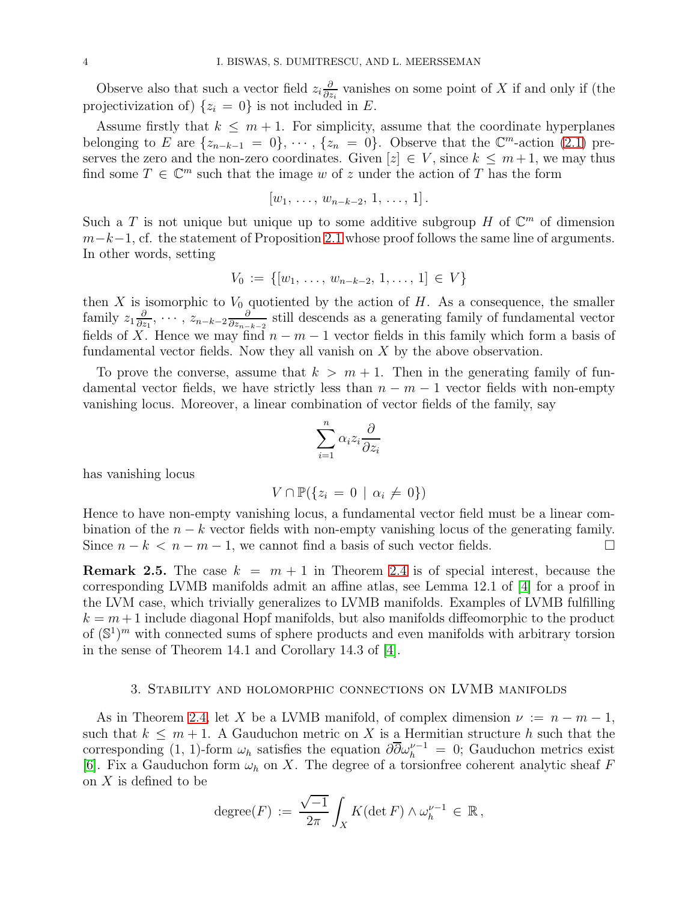Observe also that such a vector field $z_i \frac{\partial}{\partial z_i}$ vanishes on some point of $X$ if and only if (the projectivization of) $\{z_i = 0\}$ is not included in $E$.

Assume firstly that $k \leq m+1$. For simplicity, assume that the coordinate hyperplanes belonging to $E$ are $\{z_{n-k-1} = 0\}, \cdots, \{z_n = 0\}$. Observe that the $\mathbb{C}^m$-action (2.1) preserves the zero and the non-zero coordinates. Given $[z] \in V$, since $k \leq m+1$, we may thus find some $T \in \mathbb{C}^m$ such that the image $w$ of $z$ under the action of $T$ has the form

$$[w_1, \ldots, w_{n-k-2}, 1, \ldots, 1].$$

Such a $T$ is not unique but unique up to some additive subgroup $H$ of $\mathbb{C}^m$ of dimension $m-k-1$, cf. the statement of Proposition 2.1 whose proof follows the same line of arguments. In other words, setting

$$V_0 := \{[w_1, \ldots, w_{n-k-2}, 1, \ldots, 1] \in V\}$$

then $X$ is isomorphic to $V_0$ quotiented by the action of $H$. As a consequence, the smaller family $z_1 \frac{\partial}{\partial z_1}, \cdots, z_{n-k-2} \frac{\partial}{\partial z_{n-k-2}}$ still descends as a generating family of fundamental vector fields of $X$. Hence we may find $n-m-1$ vector fields in this family which form a basis of fundamental vector fields. Now they all vanish on $X$ by the above observation.

To prove the converse, assume that $k > m+1$. Then in the generating family of fundamental vector fields, we have strictly less than $n-m-1$ vector fields with non-empty vanishing locus. Moreover, a linear combination of vector fields of the family, say

$$\sum_{i=1}^{n} \alpha_i z_i \frac{\partial}{\partial z_i}$$

has vanishing locus

$$V \cap \mathbb{P}(\{z_i = 0 \mid \alpha_i \neq 0\})$$

Hence to have non-empty vanishing locus, a fundamental vector field must be a linear combination of the $n-k$ vector fields with non-empty vanishing locus of the generating family. Since $n-k < n-m-1$, we cannot find a basis of such vector fields. □

**Remark 2.5.** The case $k = m+1$ in Theorem 2.4 is of special interest, because the corresponding LVMB manifolds admit an affine atlas, see Lemma 12.1 of [4] for a proof in the LVM case, which trivially generalizes to LVMB manifolds. Examples of LVMB fulfilling $k = m+1$ include diagonal Hopf manifolds, but also manifolds diffeomorphic to the product of $(\mathbb{S}^1)^m$ with connected sums of sphere products and even manifolds with arbitrary torsion in the sense of Theorem 14.1 and Corollary 14.3 of [4].

## 3. Stability and holomorphic connections on LVMB manifolds

As in Theorem 2.4, let $X$ be a LVMB manifold, of complex dimension $\nu := n-m-1$, such that $k \leq m+1$. A Gauduchon metric on $X$ is a Hermitian structure $h$ such that the corresponding (1, 1)-form $\omega_h$ satisfies the equation $\partial\overline{\partial}\omega_h^{\nu-1} = 0$; Gauduchon metrics exist [6]. Fix a Gauduchon form $\omega_h$ on $X$. The degree of a torsionfree coherent analytic sheaf $F$ on $X$ is defined to be

$$\text{degree}(F) := \frac{\sqrt{-1}}{2\pi} \int_X K(\det F) \wedge \omega_h^{\nu-1} \in \mathbb{R},$$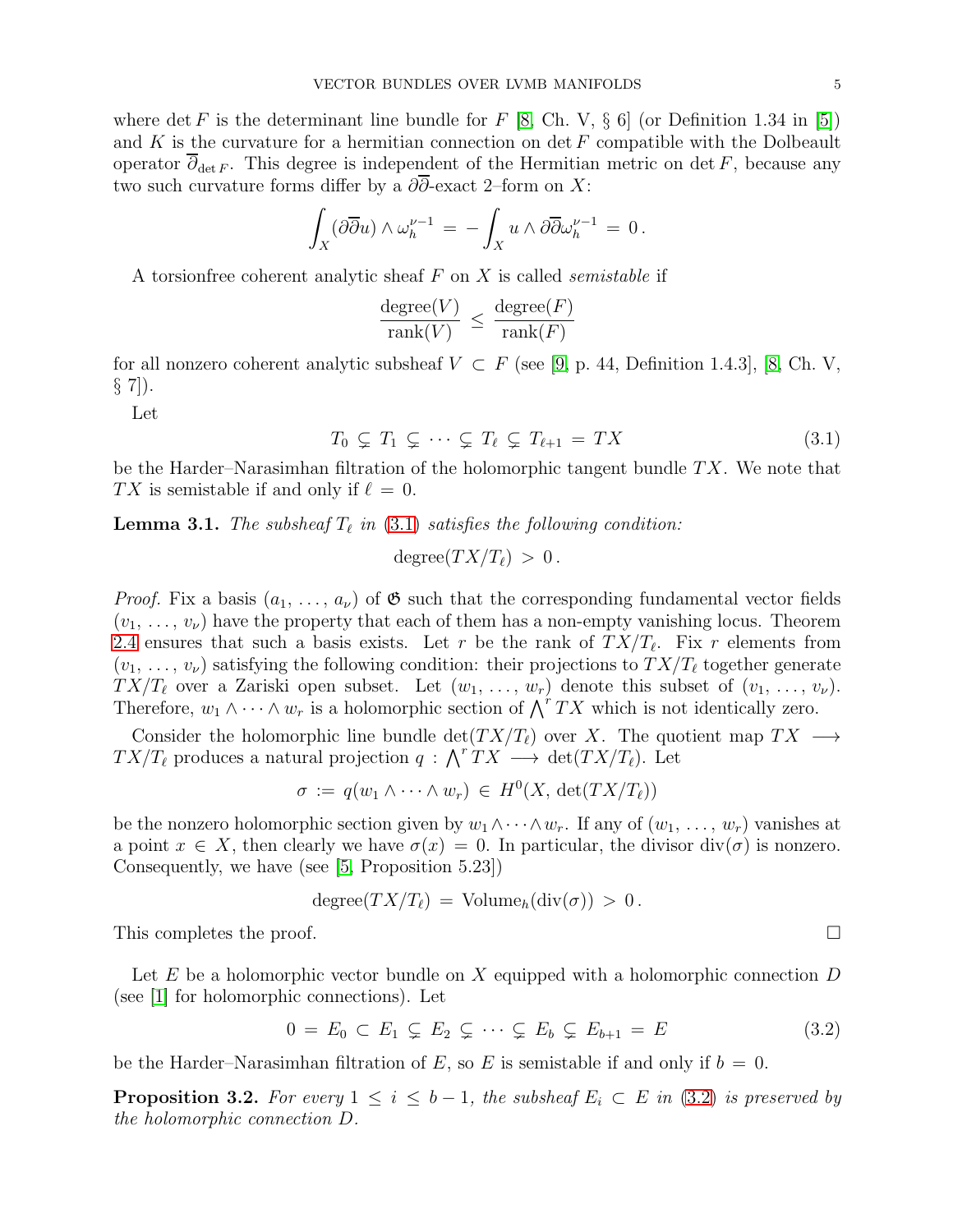where $\det F$ is the determinant line bundle for $F$ [8, Ch. V, § 6] (or Definition 1.34 in [5]) and $K$ is the curvature for a hermitian connection on $\det F$ compatible with the Dolbeault operator $\overline{\partial}_{\det F}$. This degree is independent of the Hermitian metric on $\det F$, because any two such curvature forms differ by a $\partial\overline{\partial}$-exact 2–form on $X$:

$$\int_X (\partial\overline{\partial} u) \wedge \omega_h^{\nu-1} \,=\, -\int_X u \wedge \partial\overline{\partial}\omega_h^{\nu-1} \,=\, 0\,.$$

A torsionfree coherent analytic sheaf $F$ on $X$ is called *semistable* if

$$\frac{\text{degree}(V)}{\text{rank}(V)} \,\leq\, \frac{\text{degree}(F)}{\text{rank}(F)}$$

for all nonzero coherent analytic subsheaf $V \,\subset\, F$ (see [9, p. 44, Definition 1.4.3], [8, Ch. V, § 7]).

Let

$$T_0 \,\subsetneq\, T_1 \,\subsetneq\, \cdots \,\subsetneq\, T_\ell \,\subsetneq\, T_{\ell+1} \,=\, TX \tag{3.1}$$

be the Harder–Narasimhan filtration of the holomorphic tangent bundle $TX$. We note that $TX$ is semistable if and only if $\ell \,=\, 0$.

**Lemma 3.1.** *The subsheaf $T_\ell$ in (3.1) satisfies the following condition:*

$$\text{degree}(TX/T_\ell) \,>\, 0\,.$$

*Proof.* Fix a basis $(a_1, \ldots, a_\nu)$ of $\mathfrak{G}$ such that the corresponding fundamental vector fields $(v_1, \ldots, v_\nu)$ have the property that each of them has a non-empty vanishing locus. Theorem 2.4 ensures that such a basis exists. Let $r$ be the rank of $TX/T_\ell$. Fix $r$ elements from $(v_1, \ldots, v_\nu)$ satisfying the following condition: their projections to $TX/T_\ell$ together generate $TX/T_\ell$ over a Zariski open subset. Let $(w_1, \ldots, w_r)$ denote this subset of $(v_1, \ldots, v_\nu)$. Therefore, $w_1 \wedge \cdots \wedge w_r$ is a holomorphic section of $\bigwedge^r TX$ which is not identically zero.

Consider the holomorphic line bundle $\det(TX/T_\ell)$ over $X$. The quotient map $TX \longrightarrow TX/T_\ell$ produces a natural projection $q : \bigwedge^r TX \longrightarrow \det(TX/T_\ell)$. Let

$$\sigma \,:=\, q(w_1 \wedge \cdots \wedge w_r) \,\in\, H^0(X,\, \det(TX/T_\ell))$$

be the nonzero holomorphic section given by $w_1 \wedge \cdots \wedge w_r$. If any of $(w_1, \ldots, w_r)$ vanishes at a point $x \,\in\, X$, then clearly we have $\sigma(x) \,=\, 0$. In particular, the divisor $\text{div}(\sigma)$ is nonzero. Consequently, we have (see [5, Proposition 5.23])

$$\text{degree}(TX/T_\ell) \,=\, \text{Volume}_h(\text{div}(\sigma)) \,>\, 0\,.$$

This completes the proof. $\square$

Let $E$ be a holomorphic vector bundle on $X$ equipped with a holomorphic connection $D$ (see [1] for holomorphic connections). Let

$$0 \,=\, E_0 \,\subset\, E_1 \,\subsetneq\, E_2 \,\subsetneq\, \cdots \,\subsetneq\, E_b \,\subsetneq\, E_{b+1} \,=\, E \tag{3.2}$$

be the Harder–Narasimhan filtration of $E$, so $E$ is semistable if and only if $b \,=\, 0$.

**Proposition 3.2.** *For every $1 \,\leq\, i \,\leq\, b-1$, the subsheaf $E_i \,\subset\, E$ in (3.2) is preserved by the holomorphic connection $D$.*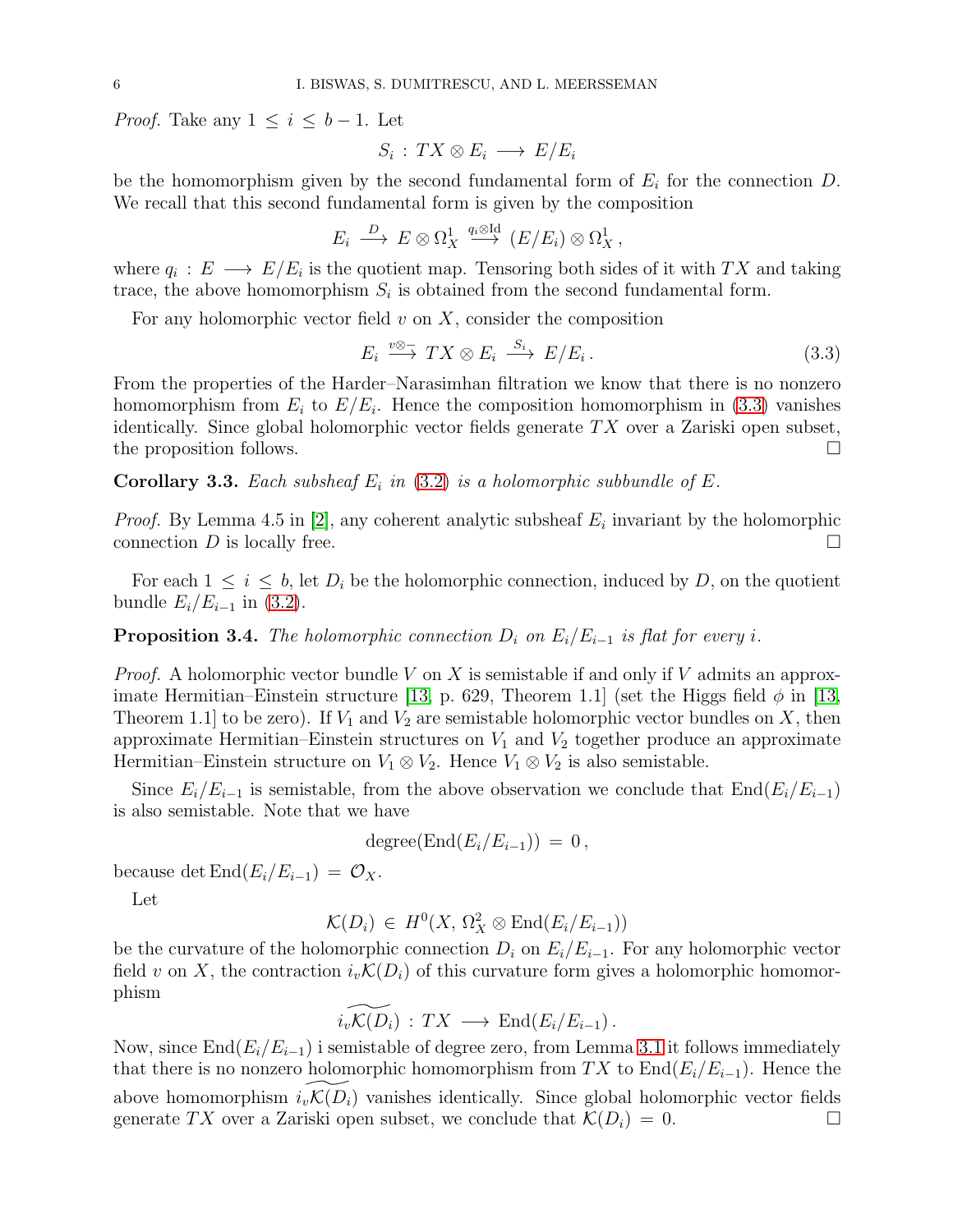*Proof.* Take any $1 \leq i \leq b-1$. Let

$$S_i : TX \otimes E_i \longrightarrow E/E_i$$

be the homomorphism given by the second fundamental form of $E_i$ for the connection $D$. We recall that this second fundamental form is given by the composition

$$E_i \xrightarrow{D} E \otimes \Omega^1_X \xrightarrow{q_i \otimes \mathrm{Id}} (E/E_i) \otimes \Omega^1_X ,$$

where $q_i : E \longrightarrow E/E_i$ is the quotient map. Tensoring both sides of it with $TX$ and taking trace, the above homomorphism $S_i$ is obtained from the second fundamental form.

For any holomorphic vector field $v$ on $X$, consider the composition

$$E_i \xrightarrow{v\otimes -} TX \otimes E_i \xrightarrow{S_i} E/E_i . \tag{3.3}$$

From the properties of the Harder–Narasimhan filtration we know that there is no nonzero homomorphism from $E_i$ to $E/E_i$. Hence the composition homomorphism in (3.3) vanishes identically. Since global holomorphic vector fields generate $TX$ over a Zariski open subset, the proposition follows. □

**Corollary 3.3.** *Each subsheaf $E_i$ in (3.2) is a holomorphic subbundle of $E$.*

*Proof.* By Lemma 4.5 in [2], any coherent analytic subsheaf $E_i$ invariant by the holomorphic connection $D$ is locally free. □

For each $1 \leq i \leq b$, let $D_i$ be the holomorphic connection, induced by $D$, on the quotient bundle $E_i/E_{i-1}$ in (3.2).

**Proposition 3.4.** *The holomorphic connection $D_i$ on $E_i/E_{i-1}$ is flat for every $i$.*

*Proof.* A holomorphic vector bundle $V$ on $X$ is semistable if and only if $V$ admits an approximate Hermitian–Einstein structure [13, p. 629, Theorem 1.1] (set the Higgs field $\phi$ in [13, Theorem 1.1] to be zero). If $V_1$ and $V_2$ are semistable holomorphic vector bundles on $X$, then approximate Hermitian–Einstein structures on $V_1$ and $V_2$ together produce an approximate Hermitian–Einstein structure on $V_1 \otimes V_2$. Hence $V_1 \otimes V_2$ is also semistable.

Since $E_i/E_{i-1}$ is semistable, from the above observation we conclude that $\mathrm{End}(E_i/E_{i-1})$ is also semistable. Note that we have

$$\mathrm{degree}(\mathrm{End}(E_i/E_{i-1})) = 0 ,$$

because $\det \mathrm{End}(E_i/E_{i-1}) = \mathcal{O}_X$.

Let

$$\mathcal{K}(D_i) \in H^0(X, \Omega^2_X \otimes \mathrm{End}(E_i/E_{i-1}))$$

be the curvature of the holomorphic connection $D_i$ on $E_i/E_{i-1}$. For any holomorphic vector field $v$ on $X$, the contraction $i_v\mathcal{K}(D_i)$ of this curvature form gives a holomorphic homomorphism

$$\widetilde{i_v\mathcal{K}(D_i)} : TX \longrightarrow \mathrm{End}(E_i/E_{i-1}) .$$

Now, since $\mathrm{End}(E_i/E_{i-1})$ i semistable of degree zero, from Lemma 3.1 it follows immediately that there is no nonzero holomorphic homomorphism from $TX$ to $\mathrm{End}(E_i/E_{i-1})$. Hence the above homomorphism $\widetilde{i_v\mathcal{K}(D_i)}$ vanishes identically. Since global holomorphic vector fields generate $TX$ over a Zariski open subset, we conclude that $\mathcal{K}(D_i) = 0$. □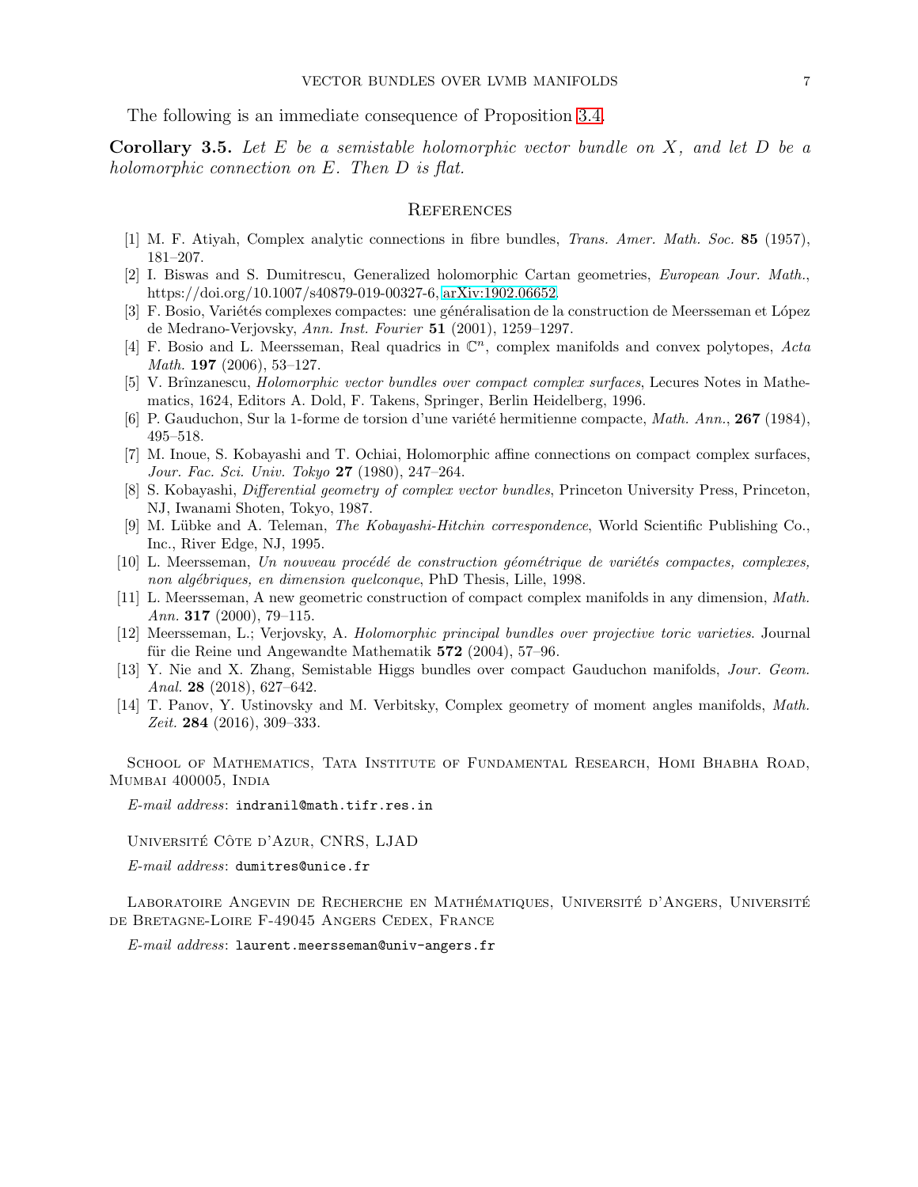The following is an immediate consequence of Proposition 3.4.

**Corollary 3.5.** *Let $E$ be a semistable holomorphic vector bundle on $X$, and let $D$ be a holomorphic connection on $E$. Then $D$ is flat.*

## References

[1] M. F. Atiyah, Complex analytic connections in fibre bundles, *Trans. Amer. Math. Soc.* **85** (1957), 181–207.

[2] I. Biswas and S. Dumitrescu, Generalized holomorphic Cartan geometries, *European Jour. Math.*, https://doi.org/10.1007/s40879-019-00327-6, arXiv:1902.06652.

[3] F. Bosio, Variétés complexes compactes: une généralisation de la construction de Meersseman et López de Medrano-Verjovsky, *Ann. Inst. Fourier* **51** (2001), 1259–1297.

[4] F. Bosio and L. Meersseman, Real quadrics in $\mathbb{C}^n$, complex manifolds and convex polytopes, *Acta Math.* **197** (2006), 53–127.

[5] V. Brînzanescu, *Holomorphic vector bundles over compact complex surfaces*, Lecures Notes in Mathematics, 1624, Editors A. Dold, F. Takens, Springer, Berlin Heidelberg, 1996.

[6] P. Gauduchon, Sur la 1-forme de torsion d'une variété hermitienne compacte, *Math. Ann.*, **267** (1984), 495–518.

[7] M. Inoue, S. Kobayashi and T. Ochiai, Holomorphic affine connections on compact complex surfaces, *Jour. Fac. Sci. Univ. Tokyo* **27** (1980), 247–264.

[8] S. Kobayashi, *Differential geometry of complex vector bundles*, Princeton University Press, Princeton, NJ, Iwanami Shoten, Tokyo, 1987.

[9] M. Lübke and A. Teleman, *The Kobayashi-Hitchin correspondence*, World Scientific Publishing Co., Inc., River Edge, NJ, 1995.

[10] L. Meersseman, *Un nouveau procédé de construction géométrique de variétés compactes, complexes, non algébriques, en dimension quelconque*, PhD Thesis, Lille, 1998.

[11] L. Meersseman, A new geometric construction of compact complex manifolds in any dimension, *Math. Ann.* **317** (2000), 79–115.

[12] Meersseman, L.; Verjovsky, A. *Holomorphic principal bundles over projective toric varieties.* Journal für die Reine und Angewandte Mathematik **572** (2004), 57–96.

[13] Y. Nie and X. Zhang, Semistable Higgs bundles over compact Gauduchon manifolds, *Jour. Geom. Anal.* **28** (2018), 627–642.

[14] T. Panov, Y. Ustinovsky and M. Verbitsky, Complex geometry of moment angles manifolds, *Math. Zeit.* **284** (2016), 309–333.

School of Mathematics, Tata Institute of Fundamental Research, Homi Bhabha Road, Mumbai 400005, India

*E-mail address*: indranil@math.tifr.res.in

Université Côte d'Azur, CNRS, LJAD

*E-mail address*: dumitres@unice.fr

Laboratoire Angevin de Recherche en Mathématiques, Université d'Angers, Université de Bretagne-Loire F-49045 Angers Cedex, France

*E-mail address*: laurent.meersseman@univ-angers.fr